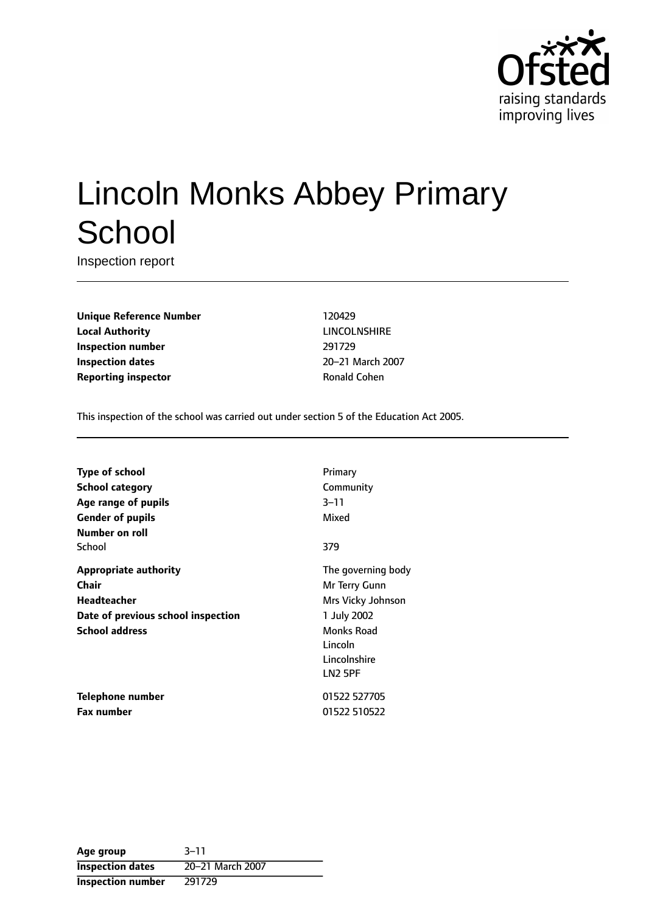Ofsted
raising standards
improving lives

# Lincoln Monks Abbey Primary School

Inspection report

| | |
|---|---|
| **Unique Reference Number** | 120429 |
| **Local Authority** | LINCOLNSHIRE |
| **Inspection number** | 291729 |
| **Inspection dates** | 20–21 March 2007 |
| **Reporting inspector** | Ronald Cohen |

This inspection of the school was carried out under section 5 of the Education Act 2005.

| | |
|---|---|
| **Type of school** | Primary |
| **School category** | Community |
| **Age range of pupils** | 3–11 |
| **Gender of pupils** | Mixed |
| **Number on roll** | |
| School | 379 |
| **Appropriate authority** | The governing body |
| **Chair** | Mr Terry Gunn |
| **Headteacher** | Mrs Vicky Johnson |
| **Date of previous school inspection** | 1 July 2002 |
| **School address** | Monks Road<br>Lincoln<br>Lincolnshire<br>LN2 5PF |
| **Telephone number** | 01522 527705 |
| **Fax number** | 01522 510522 |

| | |
|---|---|
| **Age group** | 3–11 |
| **Inspection dates** | 20–21 March 2007 |
| **Inspection number** | 291729 |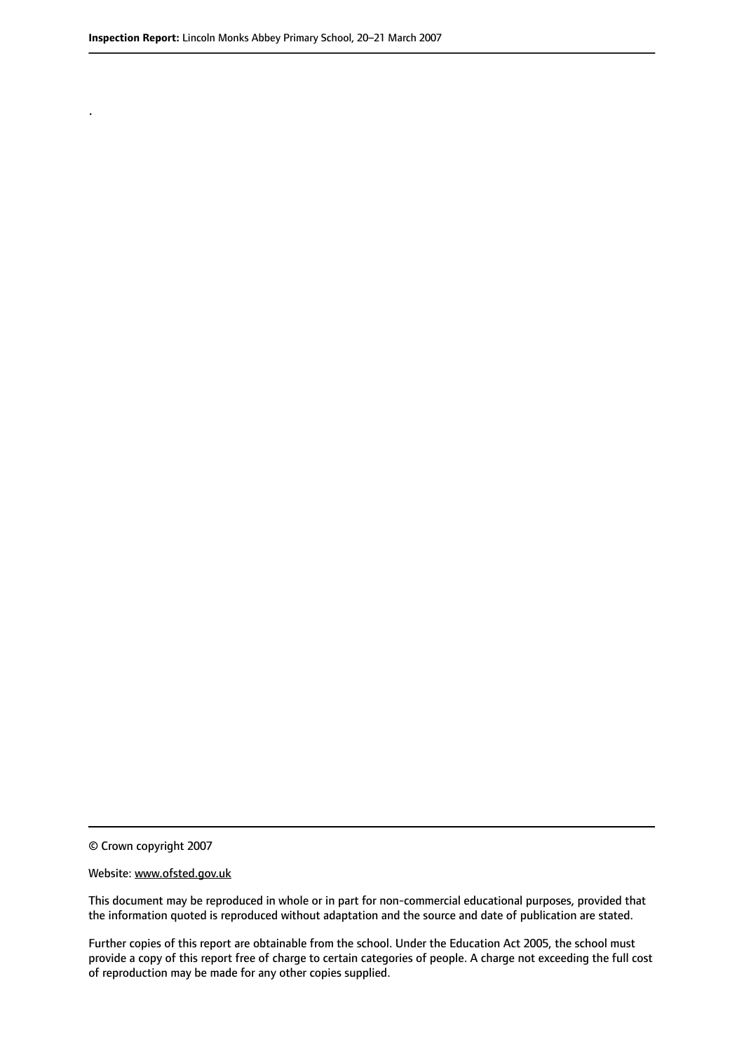.

© Crown copyright 2007

Website: www.ofsted.gov.uk

This document may be reproduced in whole or in part for non-commercial educational purposes, provided that the information quoted is reproduced without adaptation and the source and date of publication are stated.

Further copies of this report are obtainable from the school. Under the Education Act 2005, the school must provide a copy of this report free of charge to certain categories of people. A charge not exceeding the full cost of reproduction may be made for any other copies supplied.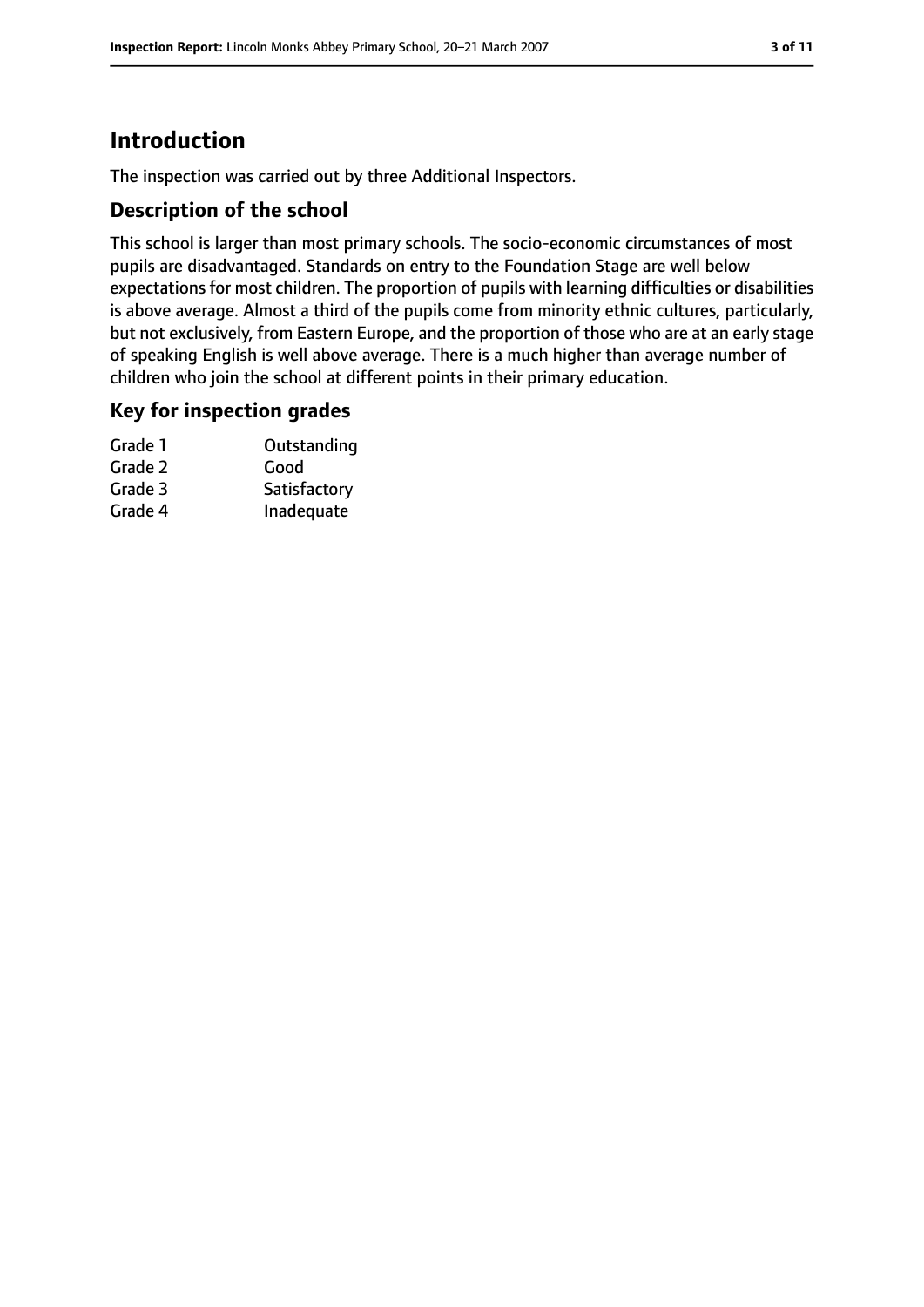## Introduction

The inspection was carried out by three Additional Inspectors.

### Description of the school

This school is larger than most primary schools. The socio-economic circumstances of most pupils are disadvantaged. Standards on entry to the Foundation Stage are well below expectations for most children. The proportion of pupils with learning difficulties or disabilities is above average. Almost a third of the pupils come from minority ethnic cultures, particularly, but not exclusively, from Eastern Europe, and the proportion of those who are at an early stage of speaking English is well above average. There is a much higher than average number of children who join the school at different points in their primary education.

### Key for inspection grades

| | |
|---|---|
| Grade 1 | Outstanding |
| Grade 2 | Good |
| Grade 3 | Satisfactory |
| Grade 4 | Inadequate |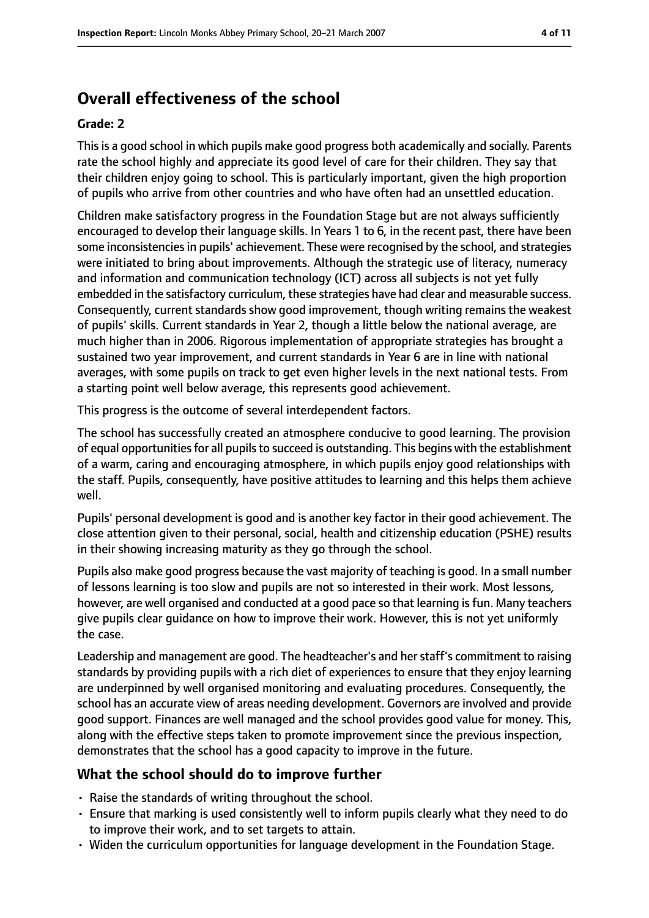## Overall effectiveness of the school

**Grade: 2**

This is a good school in which pupils make good progress both academically and socially. Parents rate the school highly and appreciate its good level of care for their children. They say that their children enjoy going to school. This is particularly important, given the high proportion of pupils who arrive from other countries and who have often had an unsettled education.

Children make satisfactory progress in the Foundation Stage but are not always sufficiently encouraged to develop their language skills. In Years 1 to 6, in the recent past, there have been some inconsistencies in pupils' achievement. These were recognised by the school, and strategies were initiated to bring about improvements. Although the strategic use of literacy, numeracy and information and communication technology (ICT) across all subjects is not yet fully embedded in the satisfactory curriculum, these strategies have had clear and measurable success. Consequently, current standards show good improvement, though writing remains the weakest of pupils' skills. Current standards in Year 2, though a little below the national average, are much higher than in 2006. Rigorous implementation of appropriate strategies has brought a sustained two year improvement, and current standards in Year 6 are in line with national averages, with some pupils on track to get even higher levels in the next national tests. From a starting point well below average, this represents good achievement.

This progress is the outcome of several interdependent factors.

The school has successfully created an atmosphere conducive to good learning. The provision of equal opportunities for all pupils to succeed is outstanding. This begins with the establishment of a warm, caring and encouraging atmosphere, in which pupils enjoy good relationships with the staff. Pupils, consequently, have positive attitudes to learning and this helps them achieve well.

Pupils' personal development is good and is another key factor in their good achievement. The close attention given to their personal, social, health and citizenship education (PSHE) results in their showing increasing maturity as they go through the school.

Pupils also make good progress because the vast majority of teaching is good. In a small number of lessons learning is too slow and pupils are not so interested in their work. Most lessons, however, are well organised and conducted at a good pace so that learning is fun. Many teachers give pupils clear guidance on how to improve their work. However, this is not yet uniformly the case.

Leadership and management are good. The headteacher's and her staff's commitment to raising standards by providing pupils with a rich diet of experiences to ensure that they enjoy learning are underpinned by well organised monitoring and evaluating procedures. Consequently, the school has an accurate view of areas needing development. Governors are involved and provide good support. Finances are well managed and the school provides good value for money. This, along with the effective steps taken to promote improvement since the previous inspection, demonstrates that the school has a good capacity to improve in the future.

### What the school should do to improve further

- Raise the standards of writing throughout the school.
- Ensure that marking is used consistently well to inform pupils clearly what they need to do to improve their work, and to set targets to attain.
- Widen the curriculum opportunities for language development in the Foundation Stage.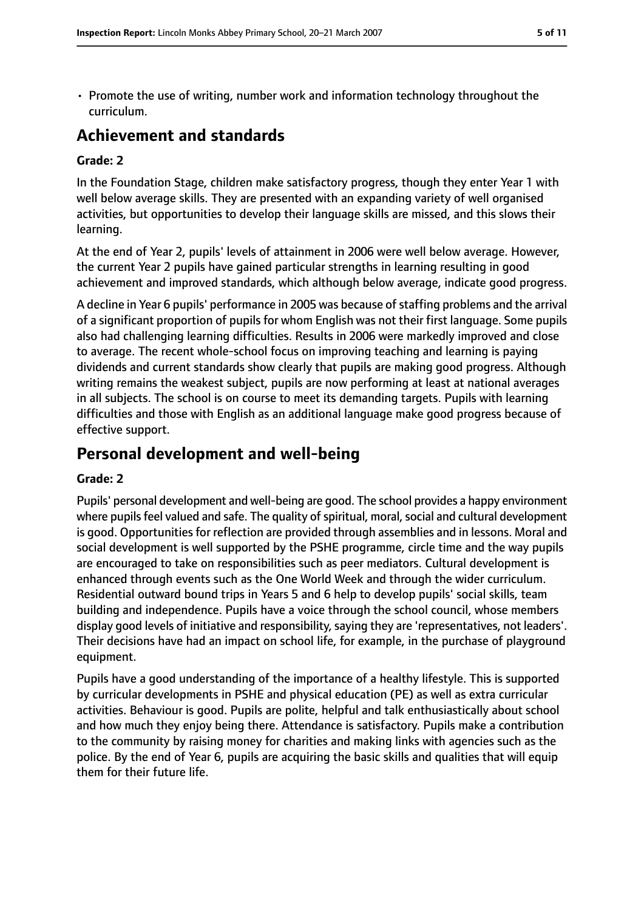- Promote the use of writing, number work and information technology throughout the curriculum.

## Achievement and standards

**Grade: 2**

In the Foundation Stage, children make satisfactory progress, though they enter Year 1 with well below average skills. They are presented with an expanding variety of well organised activities, but opportunities to develop their language skills are missed, and this slows their learning.

At the end of Year 2, pupils' levels of attainment in 2006 were well below average. However, the current Year 2 pupils have gained particular strengths in learning resulting in good achievement and improved standards, which although below average, indicate good progress.

A decline in Year 6 pupils' performance in 2005 was because of staffing problems and the arrival of a significant proportion of pupils for whom English was not their first language. Some pupils also had challenging learning difficulties. Results in 2006 were markedly improved and close to average. The recent whole-school focus on improving teaching and learning is paying dividends and current standards show clearly that pupils are making good progress. Although writing remains the weakest subject, pupils are now performing at least at national averages in all subjects. The school is on course to meet its demanding targets. Pupils with learning difficulties and those with English as an additional language make good progress because of effective support.

## Personal development and well-being

**Grade: 2**

Pupils' personal development and well-being are good. The school provides a happy environment where pupils feel valued and safe. The quality of spiritual, moral, social and cultural development is good. Opportunities for reflection are provided through assemblies and in lessons. Moral and social development is well supported by the PSHE programme, circle time and the way pupils are encouraged to take on responsibilities such as peer mediators. Cultural development is enhanced through events such as the One World Week and through the wider curriculum. Residential outward bound trips in Years 5 and 6 help to develop pupils' social skills, team building and independence. Pupils have a voice through the school council, whose members display good levels of initiative and responsibility, saying they are 'representatives, not leaders'. Their decisions have had an impact on school life, for example, in the purchase of playground equipment.

Pupils have a good understanding of the importance of a healthy lifestyle. This is supported by curricular developments in PSHE and physical education (PE) as well as extra curricular activities. Behaviour is good. Pupils are polite, helpful and talk enthusiastically about school and how much they enjoy being there. Attendance is satisfactory. Pupils make a contribution to the community by raising money for charities and making links with agencies such as the police. By the end of Year 6, pupils are acquiring the basic skills and qualities that will equip them for their future life.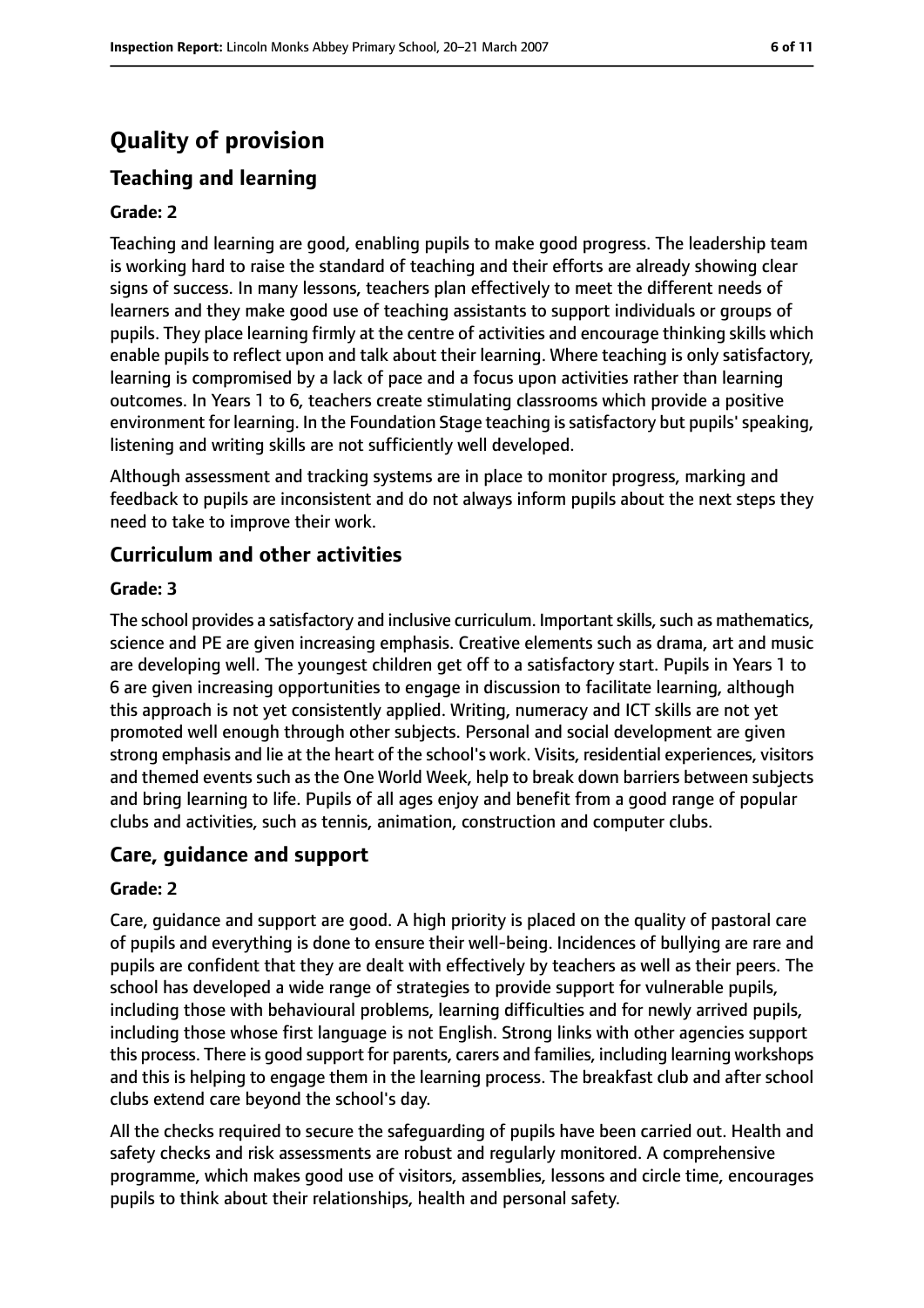# Quality of provision

## Teaching and learning

### Grade: 2

Teaching and learning are good, enabling pupils to make good progress. The leadership team is working hard to raise the standard of teaching and their efforts are already showing clear signs of success. In many lessons, teachers plan effectively to meet the different needs of learners and they make good use of teaching assistants to support individuals or groups of pupils. They place learning firmly at the centre of activities and encourage thinking skills which enable pupils to reflect upon and talk about their learning. Where teaching is only satisfactory, learning is compromised by a lack of pace and a focus upon activities rather than learning outcomes. In Years 1 to 6, teachers create stimulating classrooms which provide a positive environment for learning. In the Foundation Stage teaching is satisfactory but pupils' speaking, listening and writing skills are not sufficiently well developed.

Although assessment and tracking systems are in place to monitor progress, marking and feedback to pupils are inconsistent and do not always inform pupils about the next steps they need to take to improve their work.

## Curriculum and other activities

### Grade: 3

The school provides a satisfactory and inclusive curriculum. Important skills, such as mathematics, science and PE are given increasing emphasis. Creative elements such as drama, art and music are developing well. The youngest children get off to a satisfactory start. Pupils in Years 1 to 6 are given increasing opportunities to engage in discussion to facilitate learning, although this approach is not yet consistently applied. Writing, numeracy and ICT skills are not yet promoted well enough through other subjects. Personal and social development are given strong emphasis and lie at the heart of the school's work. Visits, residential experiences, visitors and themed events such as the One World Week, help to break down barriers between subjects and bring learning to life. Pupils of all ages enjoy and benefit from a good range of popular clubs and activities, such as tennis, animation, construction and computer clubs.

## Care, guidance and support

### Grade: 2

Care, guidance and support are good. A high priority is placed on the quality of pastoral care of pupils and everything is done to ensure their well-being. Incidences of bullying are rare and pupils are confident that they are dealt with effectively by teachers as well as their peers. The school has developed a wide range of strategies to provide support for vulnerable pupils, including those with behavioural problems, learning difficulties and for newly arrived pupils, including those whose first language is not English. Strong links with other agencies support this process. There is good support for parents, carers and families, including learning workshops and this is helping to engage them in the learning process. The breakfast club and after school clubs extend care beyond the school's day.

All the checks required to secure the safeguarding of pupils have been carried out. Health and safety checks and risk assessments are robust and regularly monitored. A comprehensive programme, which makes good use of visitors, assemblies, lessons and circle time, encourages pupils to think about their relationships, health and personal safety.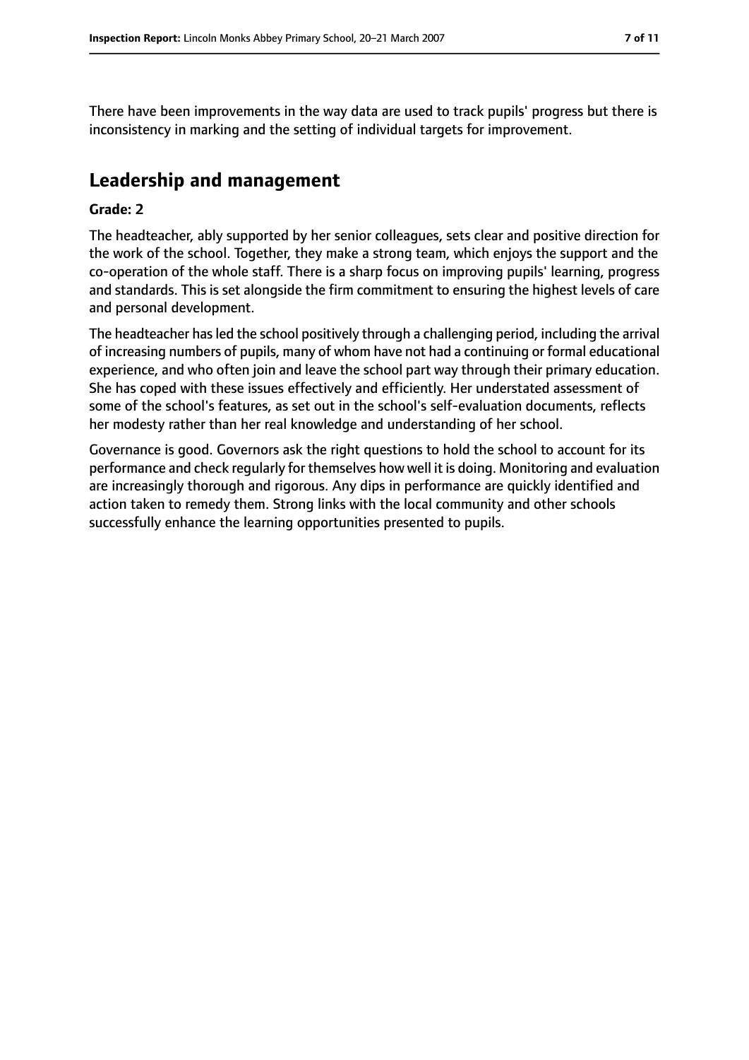There have been improvements in the way data are used to track pupils' progress but there is inconsistency in marking and the setting of individual targets for improvement.

## Leadership and management

**Grade: 2**

The headteacher, ably supported by her senior colleagues, sets clear and positive direction for the work of the school. Together, they make a strong team, which enjoys the support and the co-operation of the whole staff. There is a sharp focus on improving pupils' learning, progress and standards. This is set alongside the firm commitment to ensuring the highest levels of care and personal development.

The headteacher has led the school positively through a challenging period, including the arrival of increasing numbers of pupils, many of whom have not had a continuing or formal educational experience, and who often join and leave the school part way through their primary education. She has coped with these issues effectively and efficiently. Her understated assessment of some of the school's features, as set out in the school's self-evaluation documents, reflects her modesty rather than her real knowledge and understanding of her school.

Governance is good. Governors ask the right questions to hold the school to account for its performance and check regularly for themselves how well it is doing. Monitoring and evaluation are increasingly thorough and rigorous. Any dips in performance are quickly identified and action taken to remedy them. Strong links with the local community and other schools successfully enhance the learning opportunities presented to pupils.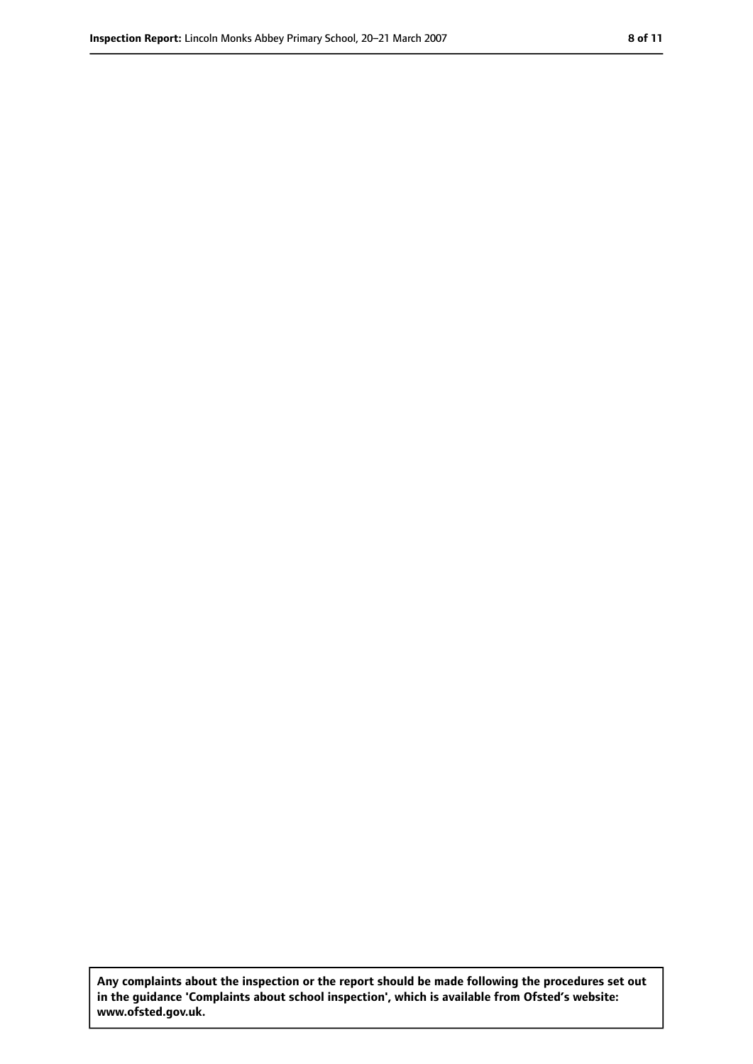**Any complaints about the inspection or the report should be made following the procedures set out in the guidance 'Complaints about school inspection', which is available from Ofsted's website: www.ofsted.gov.uk.**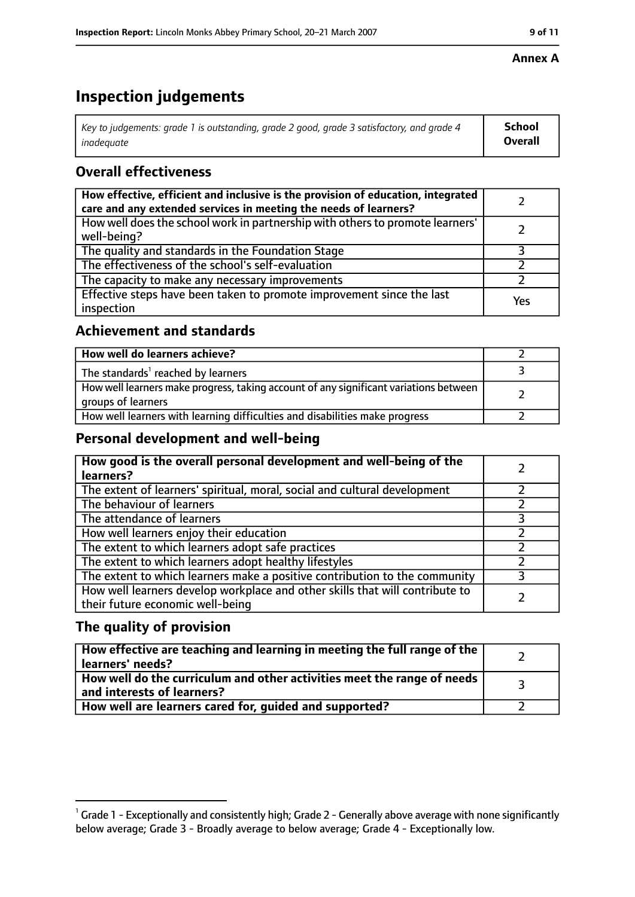**Annex A**

# Inspection judgements

| *Key to judgements: grade 1 is outstanding, grade 2 good, grade 3 satisfactory, and grade 4 inadequate* | **School Overall** |
|---|---|

## Overall effectiveness

| | |
|---|---|
| **How effective, efficient and inclusive is the provision of education, integrated care and any extended services in meeting the needs of learners?** | 2 |
| How well does the school work in partnership with others to promote learners' well-being? | 2 |
| The quality and standards in the Foundation Stage | 3 |
| The effectiveness of the school's self-evaluation | 2 |
| The capacity to make any necessary improvements | 2 |
| Effective steps have been taken to promote improvement since the last inspection | Yes |

## Achievement and standards

| | |
|---|---|
| **How well do learners achieve?** | 2 |
| The standards[1] reached by learners | 3 |
| How well learners make progress, taking account of any significant variations between groups of learners | 2 |
| How well learners with learning difficulties and disabilities make progress | 2 |

## Personal development and well-being

| | |
|---|---|
| **How good is the overall personal development and well-being of the learners?** | 2 |
| The extent of learners' spiritual, moral, social and cultural development | 2 |
| The behaviour of learners | 2 |
| The attendance of learners | 3 |
| How well learners enjoy their education | 2 |
| The extent to which learners adopt safe practices | 2 |
| The extent to which learners adopt healthy lifestyles | 2 |
| The extent to which learners make a positive contribution to the community | 3 |
| How well learners develop workplace and other skills that will contribute to their future economic well-being | 2 |

## The quality of provision

| | |
|---|---|
| **How effective are teaching and learning in meeting the full range of the learners' needs?** | 2 |
| **How well do the curriculum and other activities meet the range of needs and interests of learners?** | 3 |
| **How well are learners cared for, guided and supported?** | 2 |

[1] Grade 1 - Exceptionally and consistently high; Grade 2 - Generally above average with none significantly below average; Grade 3 - Broadly average to below average; Grade 4 - Exceptionally low.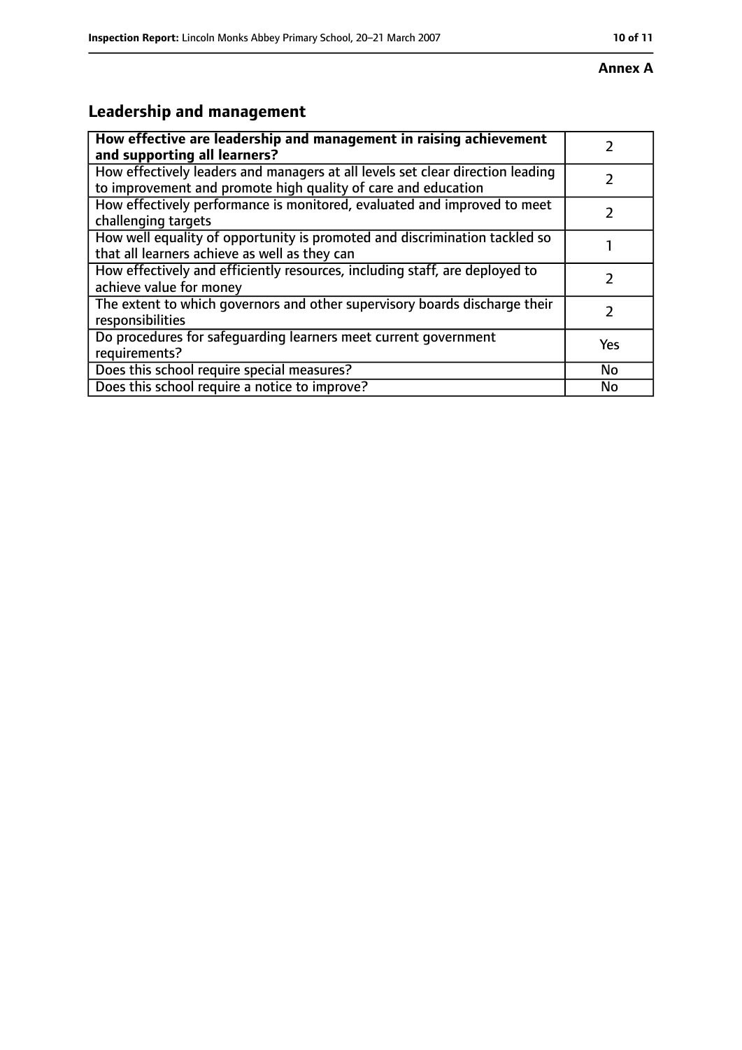**Annex A**

## Leadership and management

| | |
|---|---|
| **How effective are leadership and management in raising achievement and supporting all learners?** | 2 |
| How effectively leaders and managers at all levels set clear direction leading to improvement and promote high quality of care and education | 2 |
| How effectively performance is monitored, evaluated and improved to meet challenging targets | 2 |
| How well equality of opportunity is promoted and discrimination tackled so that all learners achieve as well as they can | 1 |
| How effectively and efficiently resources, including staff, are deployed to achieve value for money | 2 |
| The extent to which governors and other supervisory boards discharge their responsibilities | 2 |
| Do procedures for safeguarding learners meet current government requirements? | Yes |
| Does this school require special measures? | No |
| Does this school require a notice to improve? | No |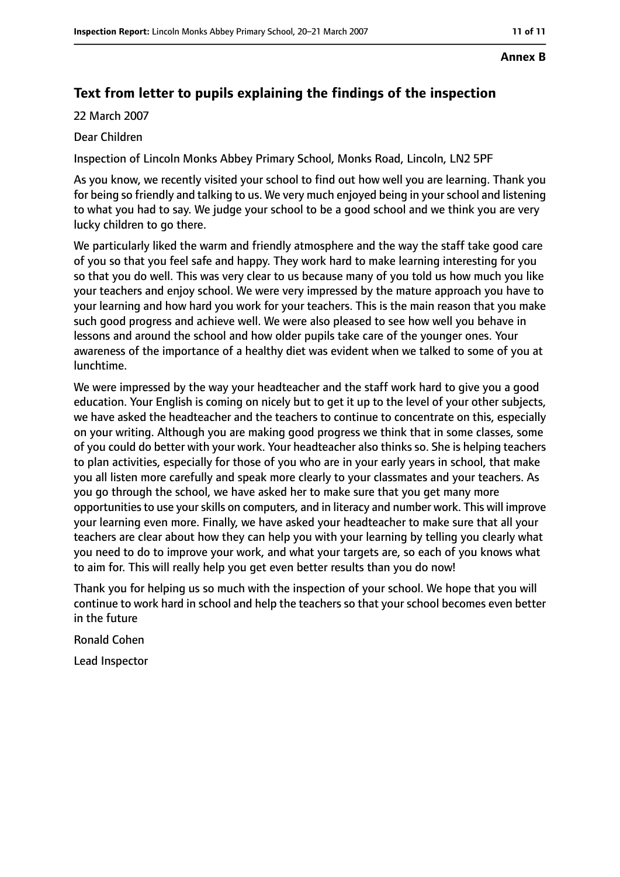**Annex B**

## Text from letter to pupils explaining the findings of the inspection

22 March 2007

Dear Children

Inspection of Lincoln Monks Abbey Primary School, Monks Road, Lincoln, LN2 5PF

As you know, we recently visited your school to find out how well you are learning. Thank you for being so friendly and talking to us. We very much enjoyed being in your school and listening to what you had to say. We judge your school to be a good school and we think you are very lucky children to go there.

We particularly liked the warm and friendly atmosphere and the way the staff take good care of you so that you feel safe and happy. They work hard to make learning interesting for you so that you do well. This was very clear to us because many of you told us how much you like your teachers and enjoy school. We were very impressed by the mature approach you have to your learning and how hard you work for your teachers. This is the main reason that you make such good progress and achieve well. We were also pleased to see how well you behave in lessons and around the school and how older pupils take care of the younger ones. Your awareness of the importance of a healthy diet was evident when we talked to some of you at lunchtime.

We were impressed by the way your headteacher and the staff work hard to give you a good education. Your English is coming on nicely but to get it up to the level of your other subjects, we have asked the headteacher and the teachers to continue to concentrate on this, especially on your writing. Although you are making good progress we think that in some classes, some of you could do better with your work. Your headteacher also thinks so. She is helping teachers to plan activities, especially for those of you who are in your early years in school, that make you all listen more carefully and speak more clearly to your classmates and your teachers. As you go through the school, we have asked her to make sure that you get many more opportunities to use your skills on computers, and in literacy and number work. This will improve your learning even more. Finally, we have asked your headteacher to make sure that all your teachers are clear about how they can help you with your learning by telling you clearly what you need to do to improve your work, and what your targets are, so each of you knows what to aim for. This will really help you get even better results than you do now!

Thank you for helping us so much with the inspection of your school. We hope that you will continue to work hard in school and help the teachers so that your school becomes even better in the future

Ronald Cohen

Lead Inspector